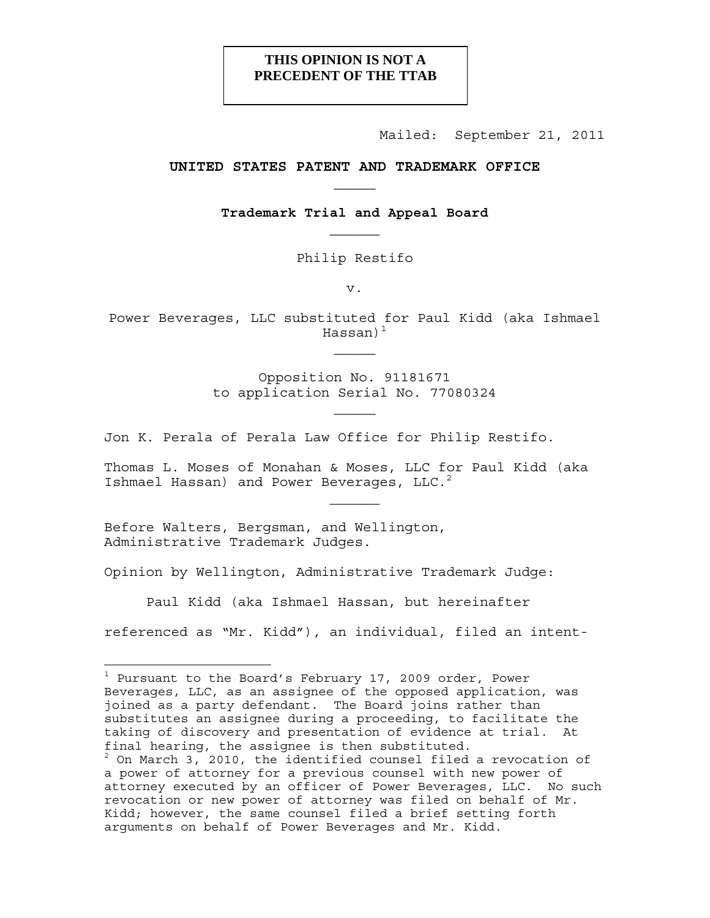**THIS OPINION IS NOT A PRECEDENT OF THE TTAB**

Mailed: September 21, 2011

**UNITED STATES PATENT AND TRADEMARK OFFICE**

**Trademark Trial and Appeal Board**

Philip Restifo

v.

Power Beverages, LLC substituted for Paul Kidd (aka Ishmael Hassan)[1]

Opposition No. 91181671
to application Serial No. 77080324

Jon K. Perala of Perala Law Office for Philip Restifo.

Thomas L. Moses of Monahan & Moses, LLC for Paul Kidd (aka Ishmael Hassan) and Power Beverages, LLC.[2]

Before Walters, Bergsman, and Wellington, Administrative Trademark Judges.

Opinion by Wellington, Administrative Trademark Judge:

Paul Kidd (aka Ishmael Hassan, but hereinafter referenced as "Mr. Kidd"), an individual, filed an intent-

---

[1] Pursuant to the Board's February 17, 2009 order, Power Beverages, LLC, as an assignee of the opposed application, was joined as a party defendant. The Board joins rather than substitutes an assignee during a proceeding, to facilitate the taking of discovery and presentation of evidence at trial. At final hearing, the assignee is then substituted.

[2] On March 3, 2010, the identified counsel filed a revocation of a power of attorney for a previous counsel with new power of attorney executed by an officer of Power Beverages, LLC. No such revocation or new power of attorney was filed on behalf of Mr. Kidd; however, the same counsel filed a brief setting forth arguments on behalf of Power Beverages and Mr. Kidd.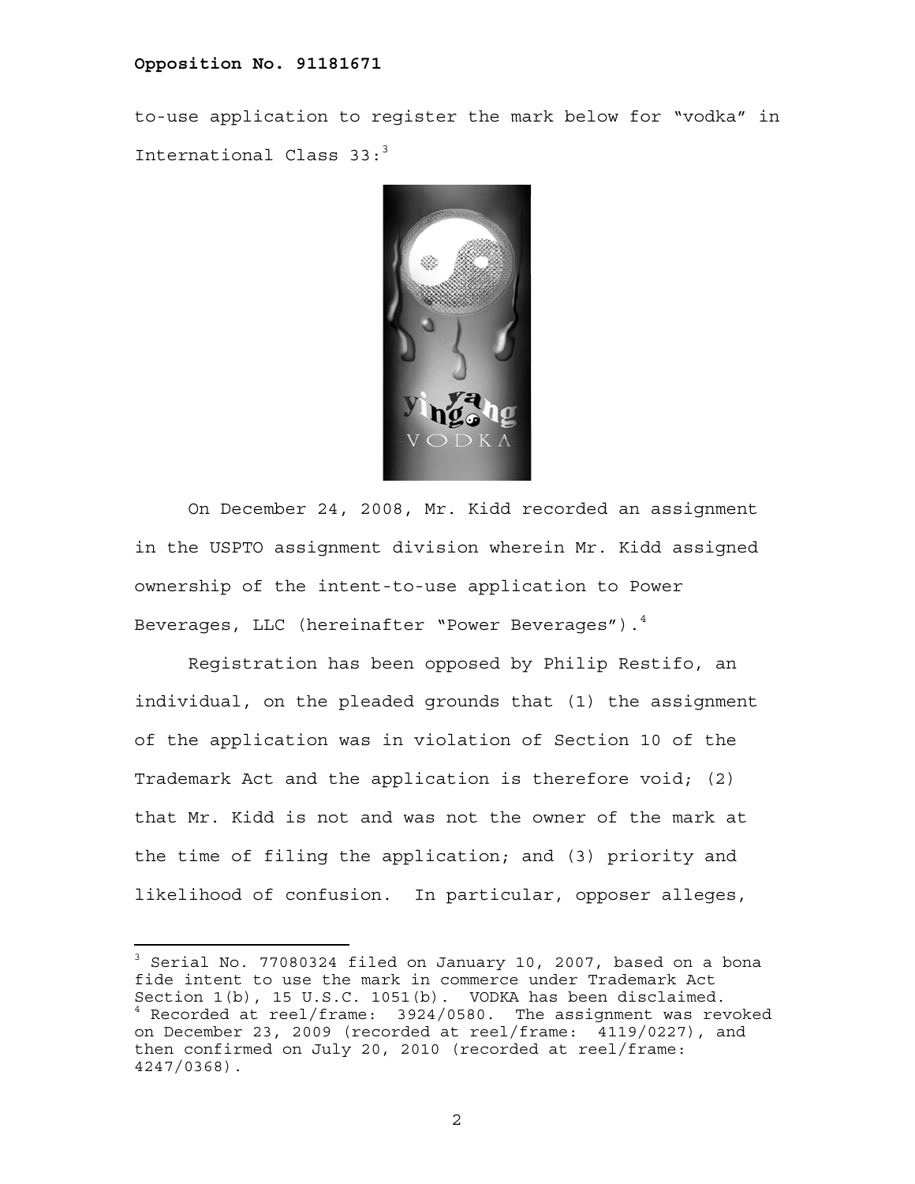to-use application to register the mark below for "vodka" in International Class 33:[3]

On December 24, 2008, Mr. Kidd recorded an assignment in the USPTO assignment division wherein Mr. Kidd assigned ownership of the intent-to-use application to Power Beverages, LLC (hereinafter "Power Beverages").[4]

Registration has been opposed by Philip Restifo, an individual, on the pleaded grounds that (1) the assignment of the application was in violation of Section 10 of the Trademark Act and the application is therefore void; (2) that Mr. Kidd is not and was not the owner of the mark at the time of filing the application; and (3) priority and likelihood of confusion. In particular, opposer alleges,

---

[3] Serial No. 77080324 filed on January 10, 2007, based on a bona fide intent to use the mark in commerce under Trademark Act Section 1(b), 15 U.S.C. 1051(b). VODKA has been disclaimed.

[4] Recorded at reel/frame: 3924/0580. The assignment was revoked on December 23, 2009 (recorded at reel/frame: 4119/0227), and then confirmed on July 20, 2010 (recorded at reel/frame: 4247/0368).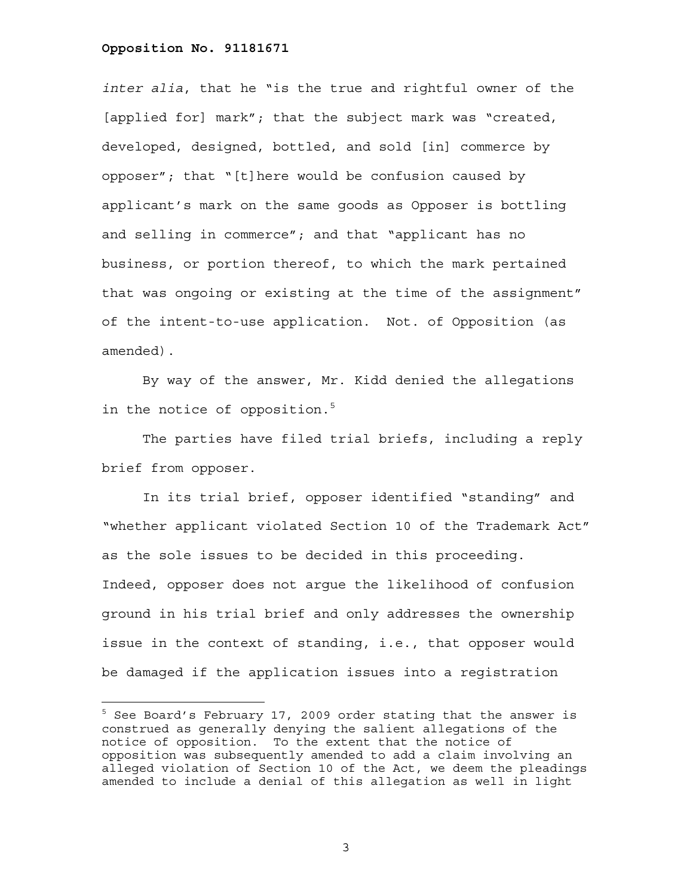*inter alia*, that he "is the true and rightful owner of the [applied for] mark"; that the subject mark was "created, developed, designed, bottled, and sold [in] commerce by opposer"; that "[t]here would be confusion caused by applicant's mark on the same goods as Opposer is bottling and selling in commerce"; and that "applicant has no business, or portion thereof, to which the mark pertained that was ongoing or existing at the time of the assignment" of the intent-to-use application. Not. of Opposition (as amended).

By way of the answer, Mr. Kidd denied the allegations in the notice of opposition.[5]

The parties have filed trial briefs, including a reply brief from opposer.

In its trial brief, opposer identified "standing" and "whether applicant violated Section 10 of the Trademark Act" as the sole issues to be decided in this proceeding. Indeed, opposer does not argue the likelihood of confusion ground in his trial brief and only addresses the ownership issue in the context of standing, i.e., that opposer would be damaged if the application issues into a registration

---

[5] See Board's February 17, 2009 order stating that the answer is construed as generally denying the salient allegations of the notice of opposition. To the extent that the notice of opposition was subsequently amended to add a claim involving an alleged violation of Section 10 of the Act, we deem the pleadings amended to include a denial of this allegation as well in light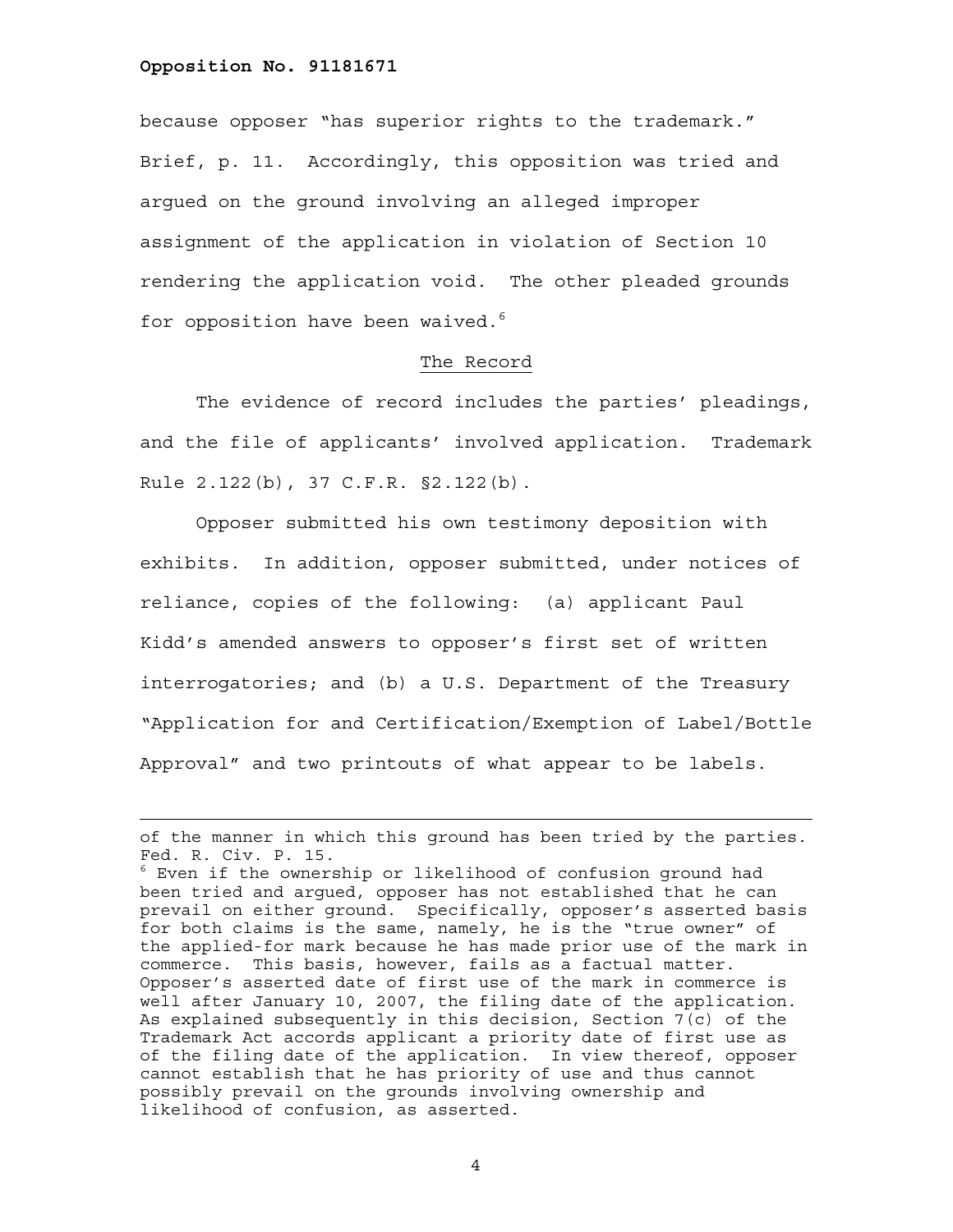because opposer "has superior rights to the trademark." Brief, p. 11. Accordingly, this opposition was tried and argued on the ground involving an alleged improper assignment of the application in violation of Section 10 rendering the application void. The other pleaded grounds for opposition have been waived.[6]

## The Record

The evidence of record includes the parties' pleadings, and the file of applicants' involved application. Trademark Rule 2.122(b), 37 C.F.R. §2.122(b).

Opposer submitted his own testimony deposition with exhibits. In addition, opposer submitted, under notices of reliance, copies of the following: (a) applicant Paul Kidd's amended answers to opposer's first set of written interrogatories; and (b) a U.S. Department of the Treasury "Application for and Certification/Exemption of Label/Bottle Approval" and two printouts of what appear to be labels.

---

of the manner in which this ground has been tried by the parties. Fed. R. Civ. P. 15.

[6] Even if the ownership or likelihood of confusion ground had been tried and argued, opposer has not established that he can prevail on either ground. Specifically, opposer's asserted basis for both claims is the same, namely, he is the "true owner" of the applied-for mark because he has made prior use of the mark in commerce. This basis, however, fails as a factual matter. Opposer's asserted date of first use of the mark in commerce is well after January 10, 2007, the filing date of the application. As explained subsequently in this decision, Section 7(c) of the Trademark Act accords applicant a priority date of first use as of the filing date of the application. In view thereof, opposer cannot establish that he has priority of use and thus cannot possibly prevail on the grounds involving ownership and likelihood of confusion, as asserted.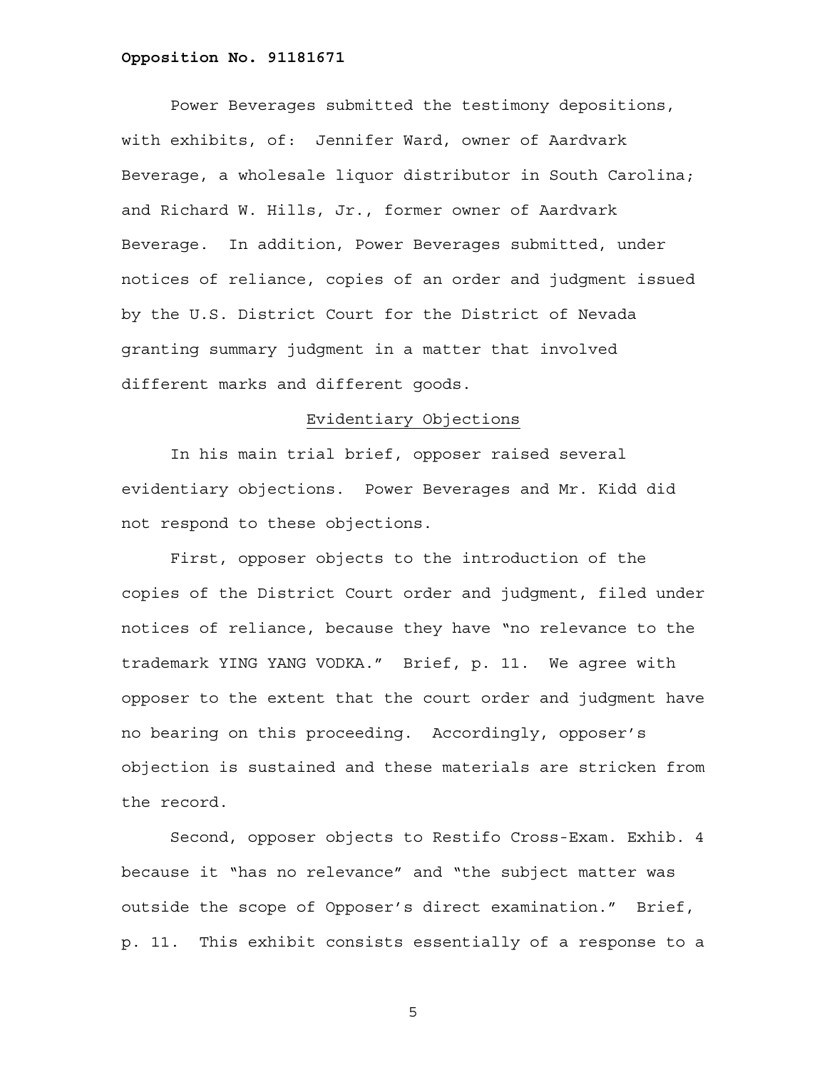Power Beverages submitted the testimony depositions, with exhibits, of: Jennifer Ward, owner of Aardvark Beverage, a wholesale liquor distributor in South Carolina; and Richard W. Hills, Jr., former owner of Aardvark Beverage. In addition, Power Beverages submitted, under notices of reliance, copies of an order and judgment issued by the U.S. District Court for the District of Nevada granting summary judgment in a matter that involved different marks and different goods.

## Evidentiary Objections

In his main trial brief, opposer raised several evidentiary objections. Power Beverages and Mr. Kidd did not respond to these objections.

First, opposer objects to the introduction of the copies of the District Court order and judgment, filed under notices of reliance, because they have "no relevance to the trademark YING YANG VODKA." Brief, p. 11. We agree with opposer to the extent that the court order and judgment have no bearing on this proceeding. Accordingly, opposer's objection is sustained and these materials are stricken from the record.

Second, opposer objects to Restifo Cross-Exam. Exhib. 4 because it "has no relevance" and "the subject matter was outside the scope of Opposer's direct examination." Brief, p. 11. This exhibit consists essentially of a response to a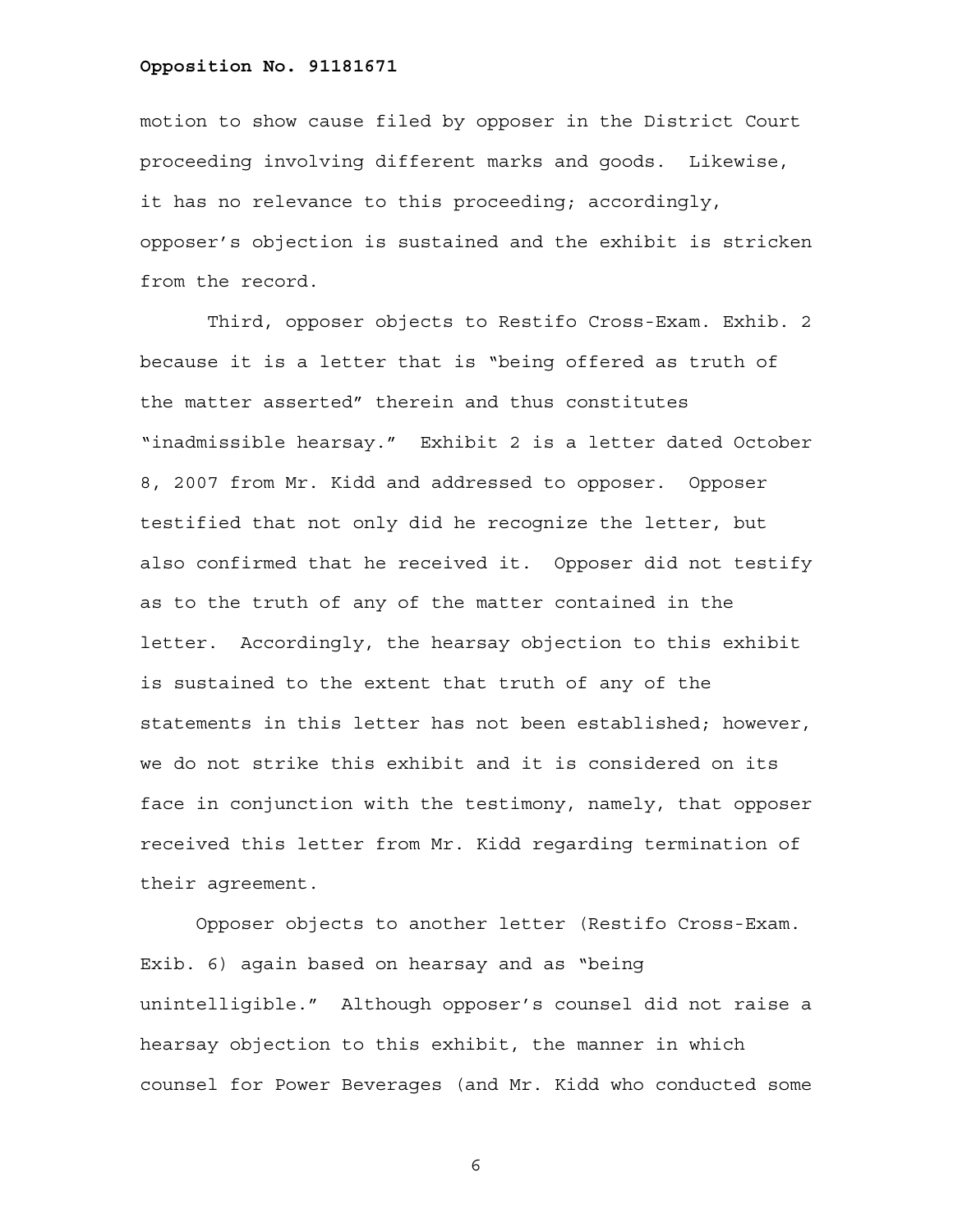motion to show cause filed by opposer in the District Court proceeding involving different marks and goods. Likewise, it has no relevance to this proceeding; accordingly, opposer's objection is sustained and the exhibit is stricken from the record.

Third, opposer objects to Restifo Cross-Exam. Exhib. 2 because it is a letter that is "being offered as truth of the matter asserted" therein and thus constitutes "inadmissible hearsay." Exhibit 2 is a letter dated October 8, 2007 from Mr. Kidd and addressed to opposer. Opposer testified that not only did he recognize the letter, but also confirmed that he received it. Opposer did not testify as to the truth of any of the matter contained in the letter. Accordingly, the hearsay objection to this exhibit is sustained to the extent that truth of any of the statements in this letter has not been established; however, we do not strike this exhibit and it is considered on its face in conjunction with the testimony, namely, that opposer received this letter from Mr. Kidd regarding termination of their agreement.

Opposer objects to another letter (Restifo Cross-Exam. Exib. 6) again based on hearsay and as "being unintelligible." Although opposer's counsel did not raise a hearsay objection to this exhibit, the manner in which counsel for Power Beverages (and Mr. Kidd who conducted some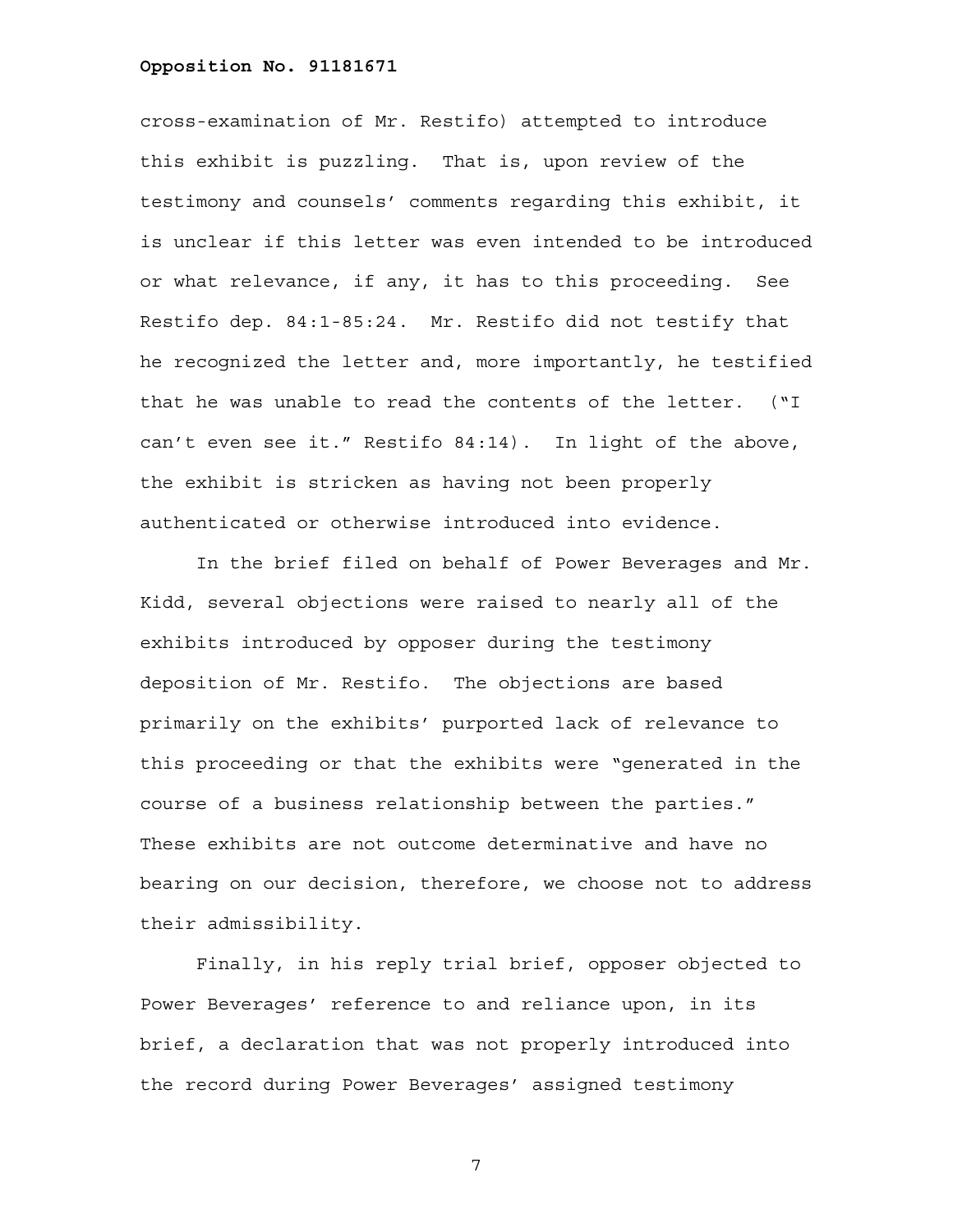cross-examination of Mr. Restifo) attempted to introduce this exhibit is puzzling. That is, upon review of the testimony and counsels' comments regarding this exhibit, it is unclear if this letter was even intended to be introduced or what relevance, if any, it has to this proceeding. See Restifo dep. 84:1-85:24. Mr. Restifo did not testify that he recognized the letter and, more importantly, he testified that he was unable to read the contents of the letter. ("I can't even see it." Restifo 84:14). In light of the above, the exhibit is stricken as having not been properly authenticated or otherwise introduced into evidence.

In the brief filed on behalf of Power Beverages and Mr. Kidd, several objections were raised to nearly all of the exhibits introduced by opposer during the testimony deposition of Mr. Restifo. The objections are based primarily on the exhibits' purported lack of relevance to this proceeding or that the exhibits were "generated in the course of a business relationship between the parties." These exhibits are not outcome determinative and have no bearing on our decision, therefore, we choose not to address their admissibility.

Finally, in his reply trial brief, opposer objected to Power Beverages' reference to and reliance upon, in its brief, a declaration that was not properly introduced into the record during Power Beverages' assigned testimony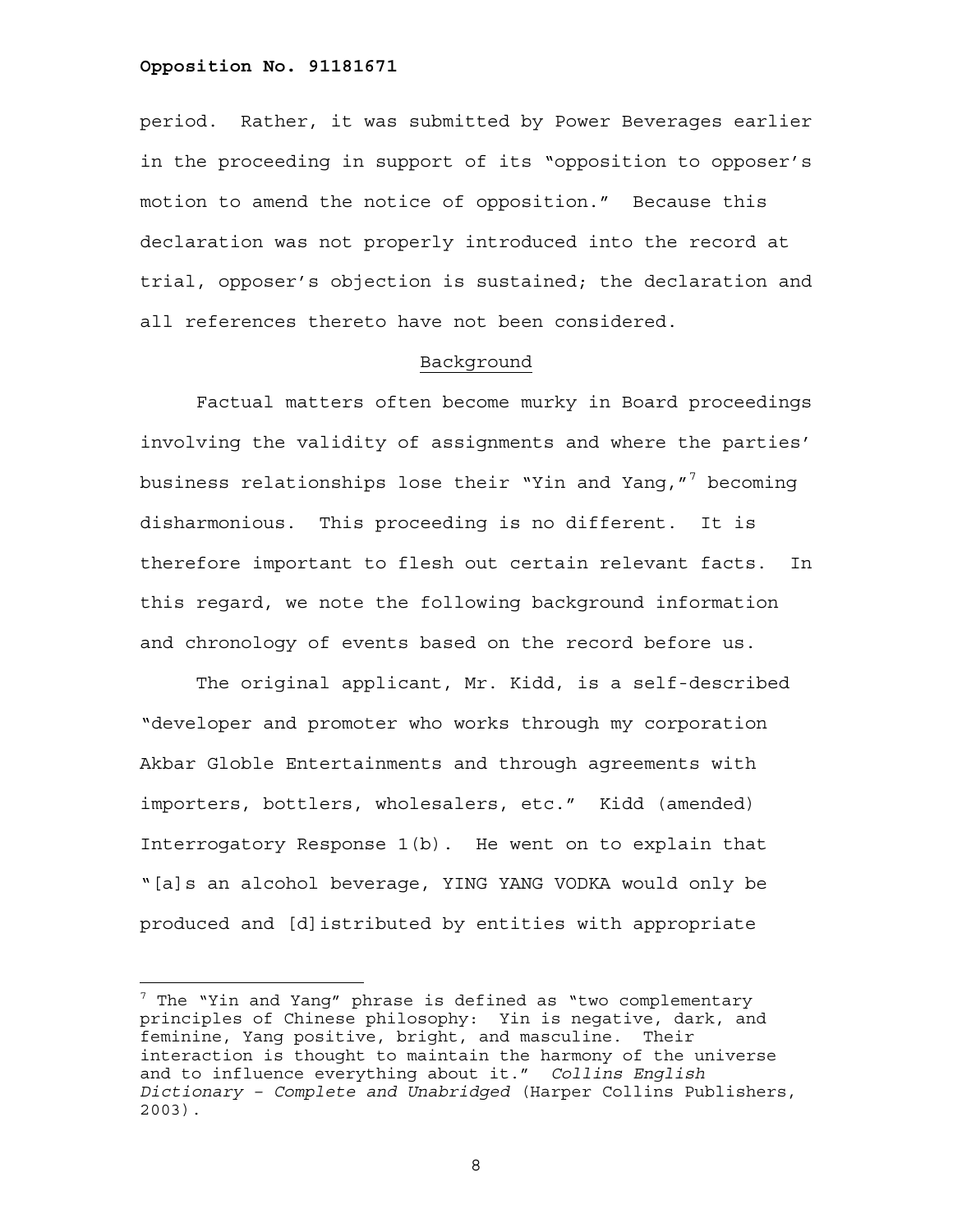period. Rather, it was submitted by Power Beverages earlier in the proceeding in support of its "opposition to opposer's motion to amend the notice of opposition." Because this declaration was not properly introduced into the record at trial, opposer's objection is sustained; the declaration and all references thereto have not been considered.

## Background

Factual matters often become murky in Board proceedings involving the validity of assignments and where the parties' business relationships lose their "Yin and Yang,"[7] becoming disharmonious. This proceeding is no different. It is therefore important to flesh out certain relevant facts. In this regard, we note the following background information and chronology of events based on the record before us.

The original applicant, Mr. Kidd, is a self-described "developer and promoter who works through my corporation Akbar Globle Entertainments and through agreements with importers, bottlers, wholesalers, etc." Kidd (amended) Interrogatory Response 1(b). He went on to explain that "[a]s an alcohol beverage, YING YANG VODKA would only be produced and [d]istributed by entities with appropriate

---

[7] The "Yin and Yang" phrase is defined as "two complementary principles of Chinese philosophy: Yin is negative, dark, and feminine, Yang positive, bright, and masculine. Their interaction is thought to maintain the harmony of the universe and to influence everything about it." *Collins English Dictionary – Complete and Unabridged* (Harper Collins Publishers, 2003).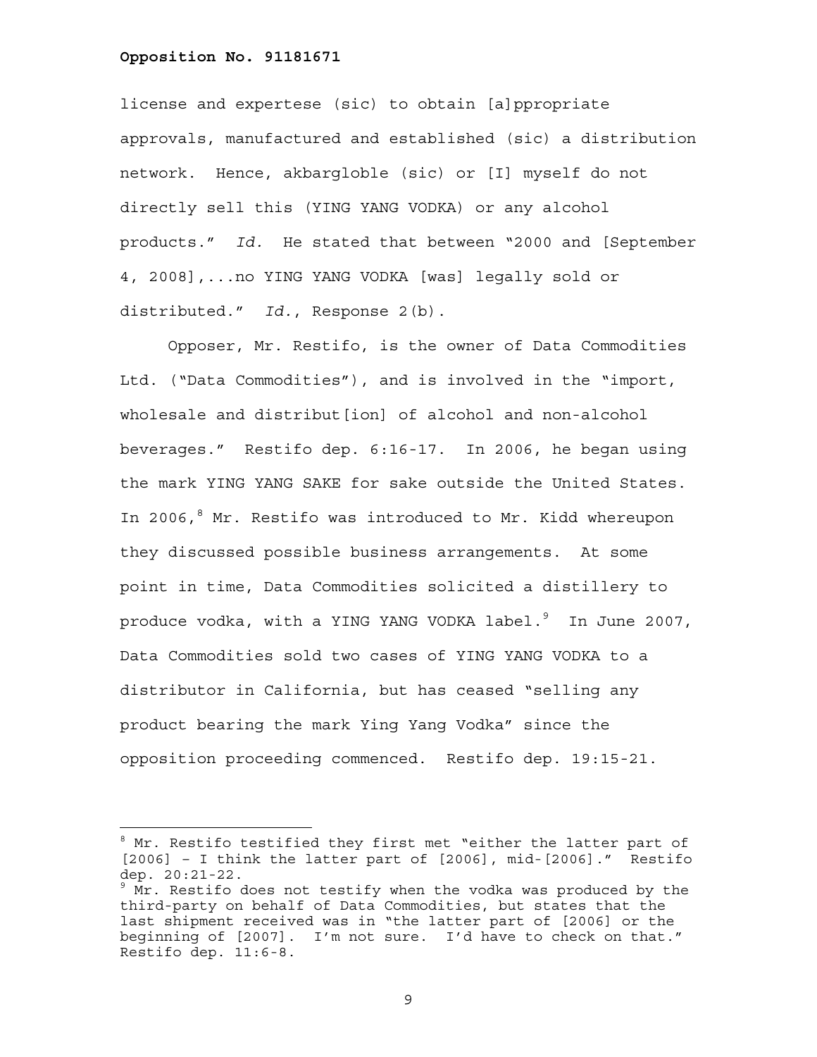license and expertese (sic) to obtain [a]ppropriate approvals, manufactured and established (sic) a distribution network. Hence, akbargloble (sic) or [I] myself do not directly sell this (YING YANG VODKA) or any alcohol products." *Id.* He stated that between "2000 and [September 4, 2008],...no YING YANG VODKA [was] legally sold or distributed." *Id.*, Response 2(b).

Opposer, Mr. Restifo, is the owner of Data Commodities Ltd. ("Data Commodities"), and is involved in the "import, wholesale and distribut[ion] of alcohol and non-alcohol beverages." Restifo dep. 6:16-17. In 2006, he began using the mark YING YANG SAKE for sake outside the United States. In 2006,[8] Mr. Restifo was introduced to Mr. Kidd whereupon they discussed possible business arrangements. At some point in time, Data Commodities solicited a distillery to produce vodka, with a YING YANG VODKA label.[9] In June 2007, Data Commodities sold two cases of YING YANG VODKA to a distributor in California, but has ceased "selling any product bearing the mark Ying Yang Vodka" since the opposition proceeding commenced. Restifo dep. 19:15-21.

---

[8] Mr. Restifo testified they first met "either the latter part of [2006] – I think the latter part of [2006], mid-[2006]." Restifo dep. 20:21-22.

[9] Mr. Restifo does not testify when the vodka was produced by the third-party on behalf of Data Commodities, but states that the last shipment received was in "the latter part of [2006] or the beginning of [2007]. I'm not sure. I'd have to check on that." Restifo dep. 11:6-8.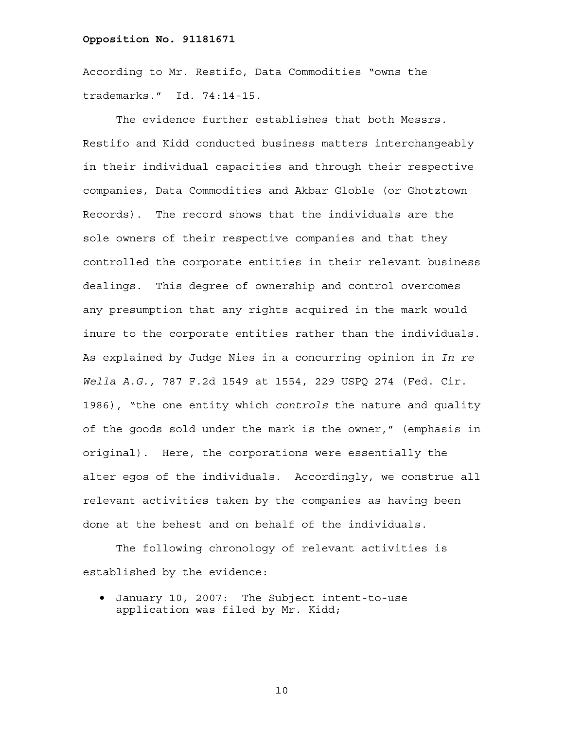According to Mr. Restifo, Data Commodities "owns the trademarks." Id. 74:14-15.

The evidence further establishes that both Messrs. Restifo and Kidd conducted business matters interchangeably in their individual capacities and through their respective companies, Data Commodities and Akbar Globle (or Ghotztown Records). The record shows that the individuals are the sole owners of their respective companies and that they controlled the corporate entities in their relevant business dealings. This degree of ownership and control overcomes any presumption that any rights acquired in the mark would inure to the corporate entities rather than the individuals. As explained by Judge Nies in a concurring opinion in *In re Wella A.G.*, 787 F.2d 1549 at 1554, 229 USPQ 274 (Fed. Cir. 1986), "the one entity which *controls* the nature and quality of the goods sold under the mark is the owner," (emphasis in original). Here, the corporations were essentially the alter egos of the individuals. Accordingly, we construe all relevant activities taken by the companies as having been done at the behest and on behalf of the individuals.

The following chronology of relevant activities is established by the evidence:

- January 10, 2007: The Subject intent-to-use application was filed by Mr. Kidd;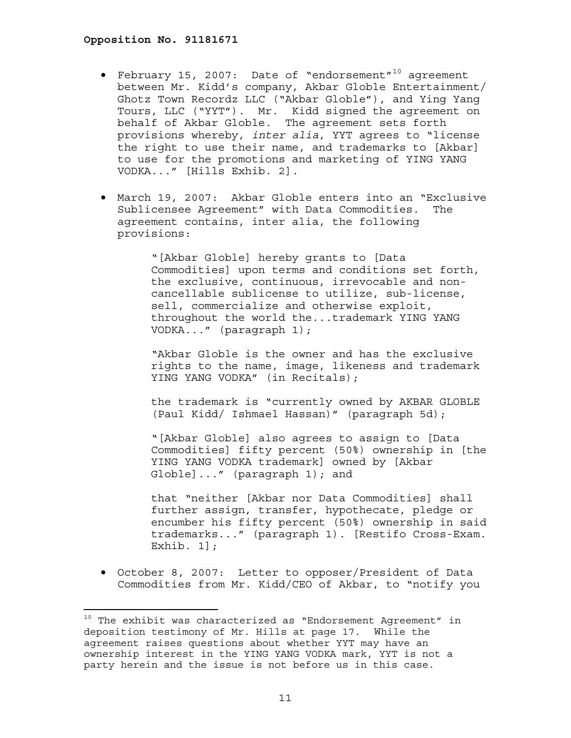- February 15, 2007: Date of "endorsement"[10] agreement between Mr. Kidd's company, Akbar Globle Entertainment/ Ghotz Town Recordz LLC ("Akbar Globle"), and Ying Yang Tours, LLC ("YYT"). Mr. Kidd signed the agreement on behalf of Akbar Globle. The agreement sets forth provisions whereby, *inter alia*, YYT agrees to "license the right to use their name, and trademarks to [Akbar] to use for the promotions and marketing of YING YANG VODKA..." [Hills Exhib. 2].

- March 19, 2007: Akbar Globle enters into an "Exclusive Sublicensee Agreement" with Data Commodities. The agreement contains, inter alia, the following provisions:

  > "[Akbar Globle] hereby grants to [Data Commodities] upon terms and conditions set forth, the exclusive, continuous, irrevocable and non-cancellable sublicense to utilize, sub-license, sell, commercialize and otherwise exploit, throughout the world the...trademark YING YANG VODKA..." (paragraph 1);
  >
  > "Akbar Globle is the owner and has the exclusive rights to the name, image, likeness and trademark YING YANG VODKA" (in Recitals);
  >
  > the trademark is "currently owned by AKBAR GLOBLE (Paul Kidd/ Ishmael Hassan)" (paragraph 5d);
  >
  > "[Akbar Globle] also agrees to assign to [Data Commodities] fifty percent (50%) ownership in [the YING YANG VODKA trademark] owned by [Akbar Globle]..." (paragraph 1); and
  >
  > that "neither [Akbar nor Data Commodities] shall further assign, transfer, hypothecate, pledge or encumber his fifty percent (50%) ownership in said trademarks..." (paragraph 1). [Restifo Cross-Exam. Exhib. 1];

- October 8, 2007: Letter to opposer/President of Data Commodities from Mr. Kidd/CEO of Akbar, to "notify you

---

[10] The exhibit was characterized as "Endorsement Agreement" in deposition testimony of Mr. Hills at page 17. While the agreement raises questions about whether YYT may have an ownership interest in the YING YANG VODKA mark, YYT is not a party herein and the issue is not before us in this case.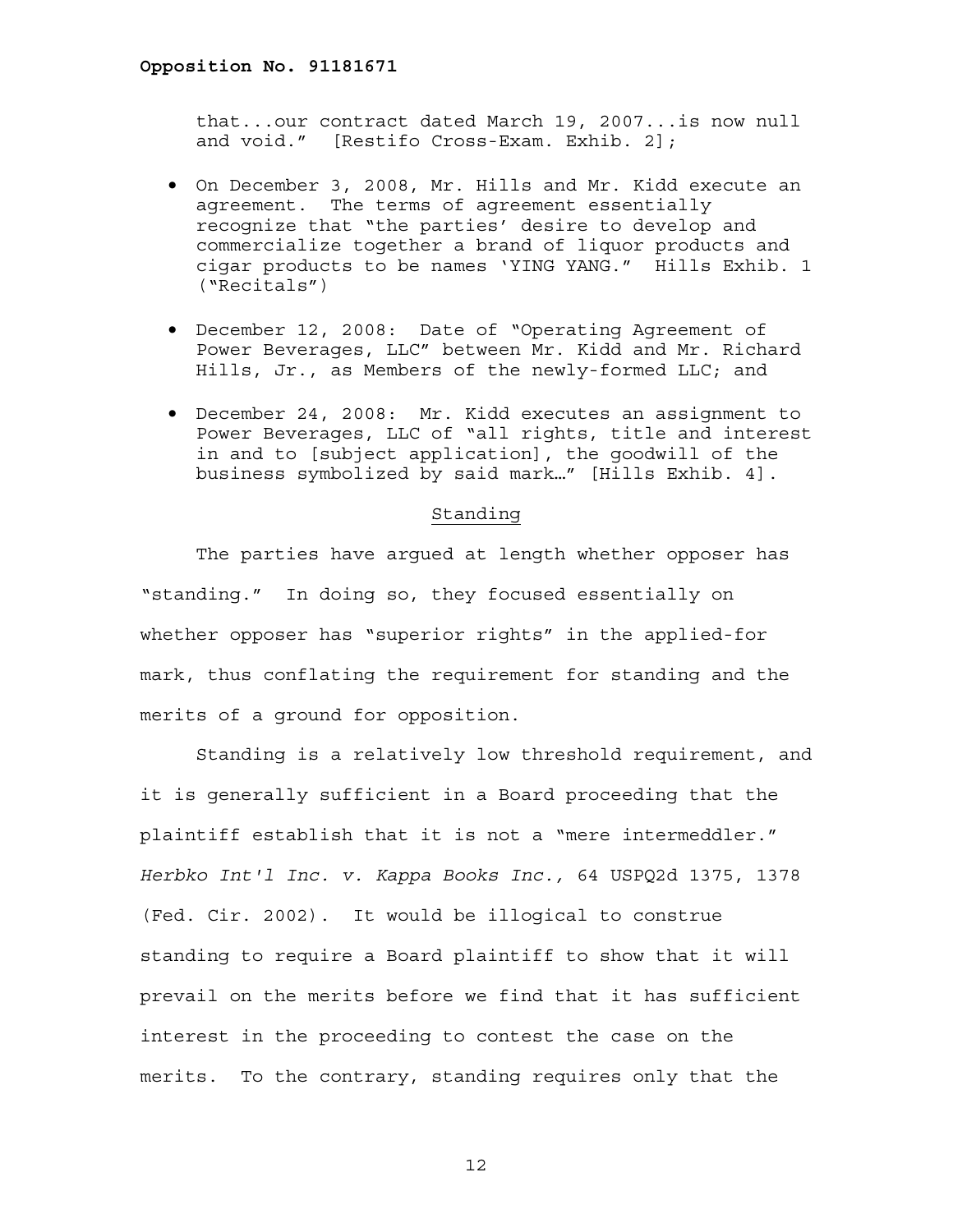that...our contract dated March 19, 2007...is now null and void." [Restifo Cross-Exam. Exhib. 2];

- On December 3, 2008, Mr. Hills and Mr. Kidd execute an agreement. The terms of agreement essentially recognize that "the parties' desire to develop and commercialize together a brand of liquor products and cigar products to be names 'YING YANG." Hills Exhib. 1 ("Recitals")
- December 12, 2008: Date of "Operating Agreement of Power Beverages, LLC" between Mr. Kidd and Mr. Richard Hills, Jr., as Members of the newly-formed LLC; and
- December 24, 2008: Mr. Kidd executes an assignment to Power Beverages, LLC of "all rights, title and interest in and to [subject application], the goodwill of the business symbolized by said mark…" [Hills Exhib. 4].

## Standing

The parties have argued at length whether opposer has "standing." In doing so, they focused essentially on whether opposer has "superior rights" in the applied-for mark, thus conflating the requirement for standing and the merits of a ground for opposition.

Standing is a relatively low threshold requirement, and it is generally sufficient in a Board proceeding that the plaintiff establish that it is not a "mere intermeddler." *Herbko Int'l Inc. v. Kappa Books Inc.,* 64 USPQ2d 1375, 1378 (Fed. Cir. 2002). It would be illogical to construe standing to require a Board plaintiff to show that it will prevail on the merits before we find that it has sufficient interest in the proceeding to contest the case on the merits. To the contrary, standing requires only that the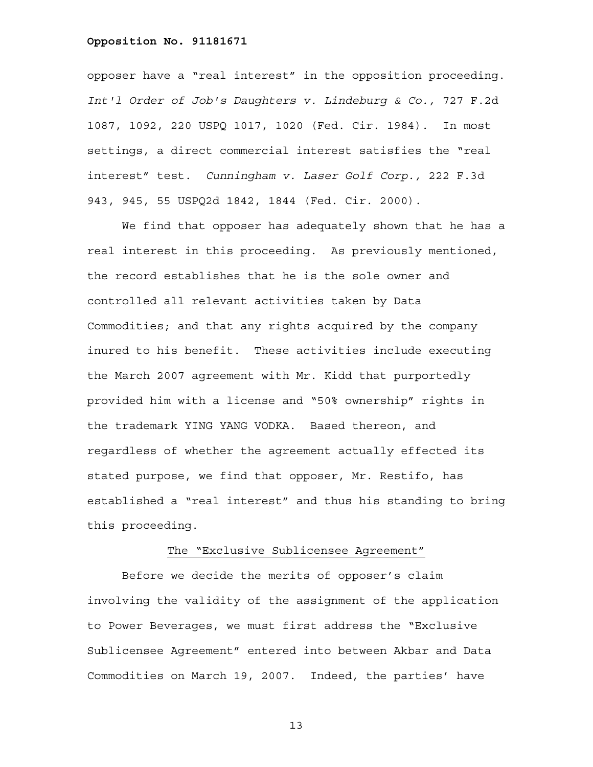opposer have a "real interest" in the opposition proceeding. *Int'l Order of Job's Daughters v. Lindeburg & Co.,* 727 F.2d 1087, 1092, 220 USPQ 1017, 1020 (Fed. Cir. 1984). In most settings, a direct commercial interest satisfies the "real interest" test. *Cunningham v. Laser Golf Corp.,* 222 F.3d 943, 945, 55 USPQ2d 1842, 1844 (Fed. Cir. 2000).

We find that opposer has adequately shown that he has a real interest in this proceeding. As previously mentioned, the record establishes that he is the sole owner and controlled all relevant activities taken by Data Commodities; and that any rights acquired by the company inured to his benefit. These activities include executing the March 2007 agreement with Mr. Kidd that purportedly provided him with a license and "50% ownership" rights in the trademark YING YANG VODKA. Based thereon, and regardless of whether the agreement actually effected its stated purpose, we find that opposer, Mr. Restifo, has established a "real interest" and thus his standing to bring this proceeding.

## The "Exclusive Sublicensee Agreement"

Before we decide the merits of opposer's claim involving the validity of the assignment of the application to Power Beverages, we must first address the "Exclusive Sublicensee Agreement" entered into between Akbar and Data Commodities on March 19, 2007. Indeed, the parties' have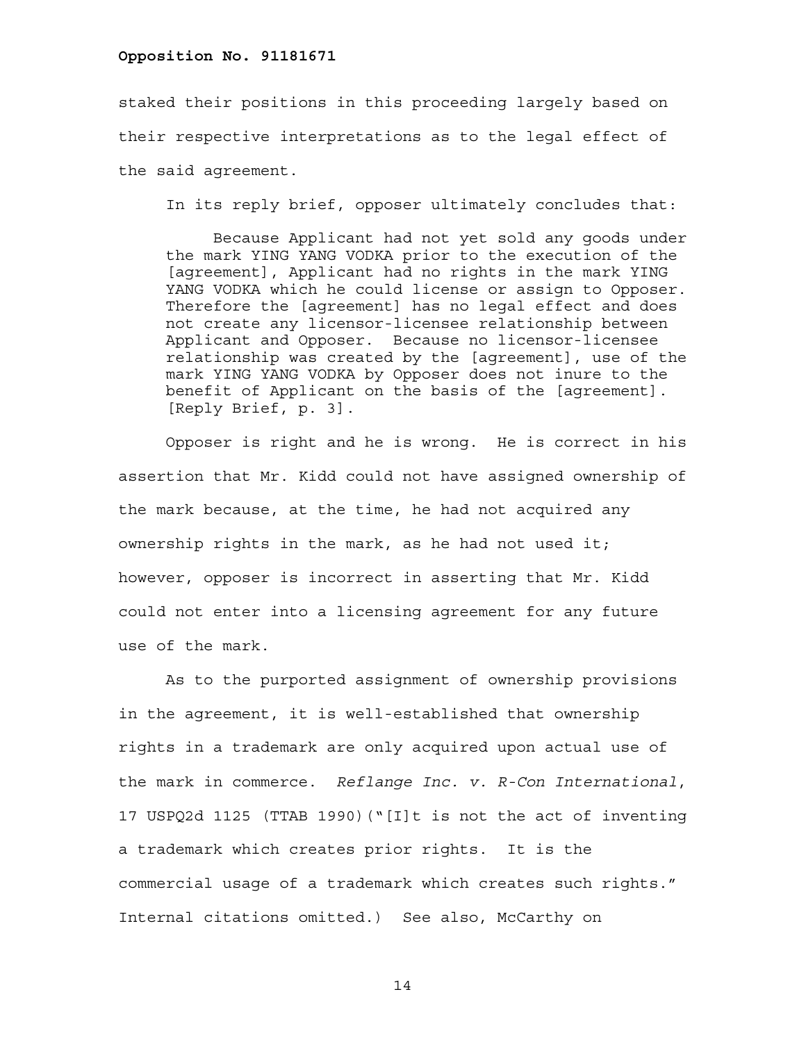staked their positions in this proceeding largely based on their respective interpretations as to the legal effect of the said agreement.

In its reply brief, opposer ultimately concludes that:

> Because Applicant had not yet sold any goods under the mark YING YANG VODKA prior to the execution of the [agreement], Applicant had no rights in the mark YING YANG VODKA which he could license or assign to Opposer. Therefore the [agreement] has no legal effect and does not create any licensor-licensee relationship between Applicant and Opposer. Because no licensor-licensee relationship was created by the [agreement], use of the mark YING YANG VODKA by Opposer does not inure to the benefit of Applicant on the basis of the [agreement]. [Reply Brief, p. 3].

Opposer is right and he is wrong. He is correct in his assertion that Mr. Kidd could not have assigned ownership of the mark because, at the time, he had not acquired any ownership rights in the mark, as he had not used it; however, opposer is incorrect in asserting that Mr. Kidd could not enter into a licensing agreement for any future use of the mark.

As to the purported assignment of ownership provisions in the agreement, it is well-established that ownership rights in a trademark are only acquired upon actual use of the mark in commerce. *Reflange Inc. v. R-Con International*, 17 USPQ2d 1125 (TTAB 1990)("[I]t is not the act of inventing a trademark which creates prior rights. It is the commercial usage of a trademark which creates such rights." Internal citations omitted.) See also, McCarthy on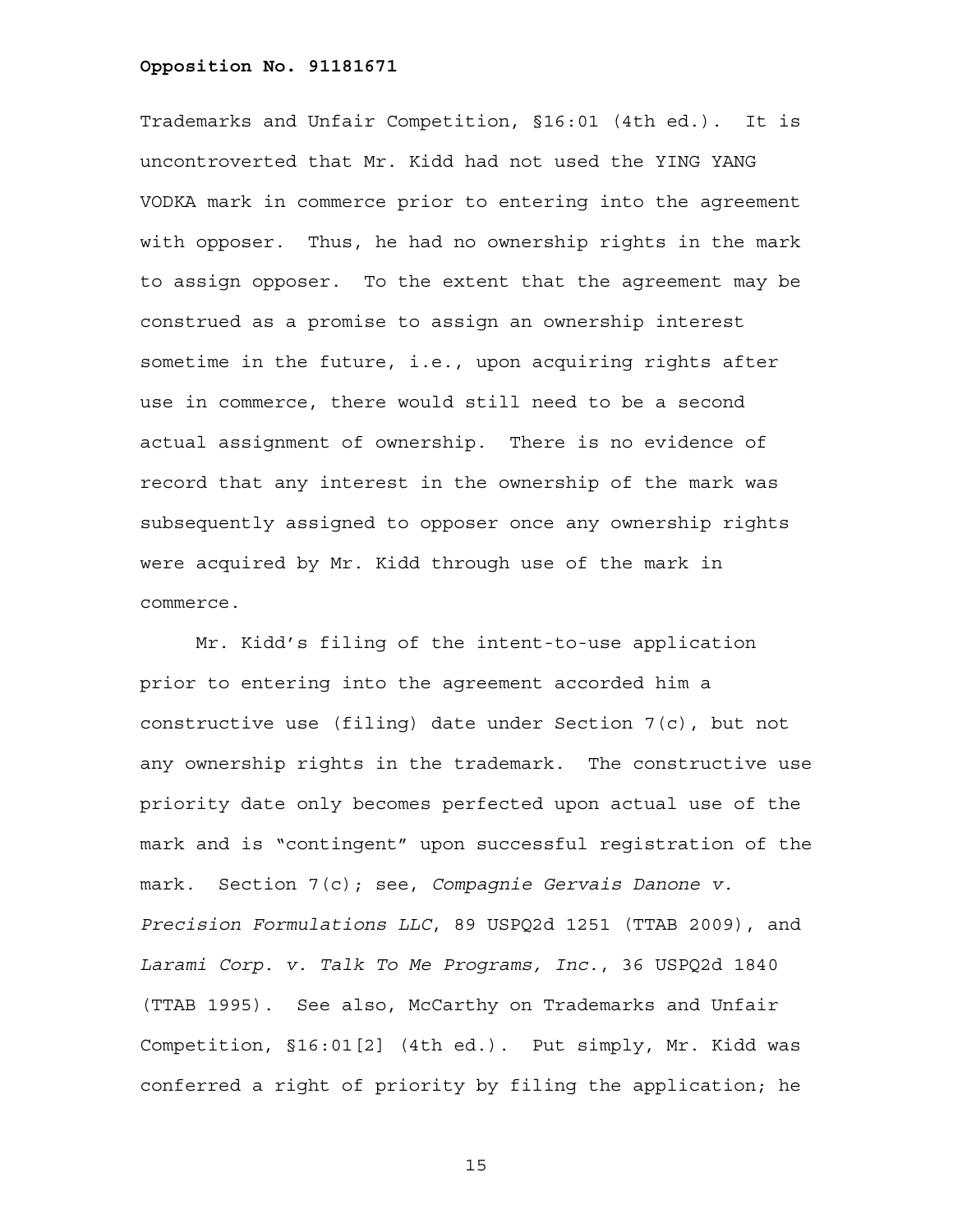Trademarks and Unfair Competition, §16:01 (4th ed.). It is uncontroverted that Mr. Kidd had not used the YING YANG VODKA mark in commerce prior to entering into the agreement with opposer. Thus, he had no ownership rights in the mark to assign opposer. To the extent that the agreement may be construed as a promise to assign an ownership interest sometime in the future, i.e., upon acquiring rights after use in commerce, there would still need to be a second actual assignment of ownership. There is no evidence of record that any interest in the ownership of the mark was subsequently assigned to opposer once any ownership rights were acquired by Mr. Kidd through use of the mark in commerce.

Mr. Kidd's filing of the intent-to-use application prior to entering into the agreement accorded him a constructive use (filing) date under Section 7(c), but not any ownership rights in the trademark. The constructive use priority date only becomes perfected upon actual use of the mark and is "contingent" upon successful registration of the mark. Section 7(c); see, *Compagnie Gervais Danone v. Precision Formulations LLC*, 89 USPQ2d 1251 (TTAB 2009), and *Larami Corp. v. Talk To Me Programs, Inc.*, 36 USPQ2d 1840 (TTAB 1995). See also, McCarthy on Trademarks and Unfair Competition, §16:01[2] (4th ed.). Put simply, Mr. Kidd was conferred a right of priority by filing the application; he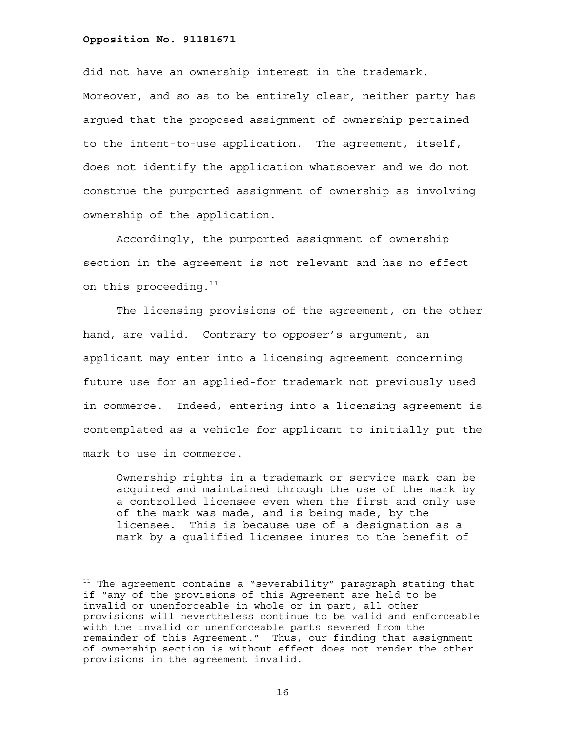did not have an ownership interest in the trademark. Moreover, and so as to be entirely clear, neither party has argued that the proposed assignment of ownership pertained to the intent-to-use application. The agreement, itself, does not identify the application whatsoever and we do not construe the purported assignment of ownership as involving ownership of the application.

Accordingly, the purported assignment of ownership section in the agreement is not relevant and has no effect on this proceeding.[11]

The licensing provisions of the agreement, on the other hand, are valid. Contrary to opposer's argument, an applicant may enter into a licensing agreement concerning future use for an applied-for trademark not previously used in commerce. Indeed, entering into a licensing agreement is contemplated as a vehicle for applicant to initially put the mark to use in commerce.

> Ownership rights in a trademark or service mark can be acquired and maintained through the use of the mark by a controlled licensee even when the first and only use of the mark was made, and is being made, by the licensee. This is because use of a designation as a mark by a qualified licensee inures to the benefit of

---

[11] The agreement contains a "severability" paragraph stating that if "any of the provisions of this Agreement are held to be invalid or unenforceable in whole or in part, all other provisions will nevertheless continue to be valid and enforceable with the invalid or unenforceable parts severed from the remainder of this Agreement." Thus, our finding that assignment of ownership section is without effect does not render the other provisions in the agreement invalid.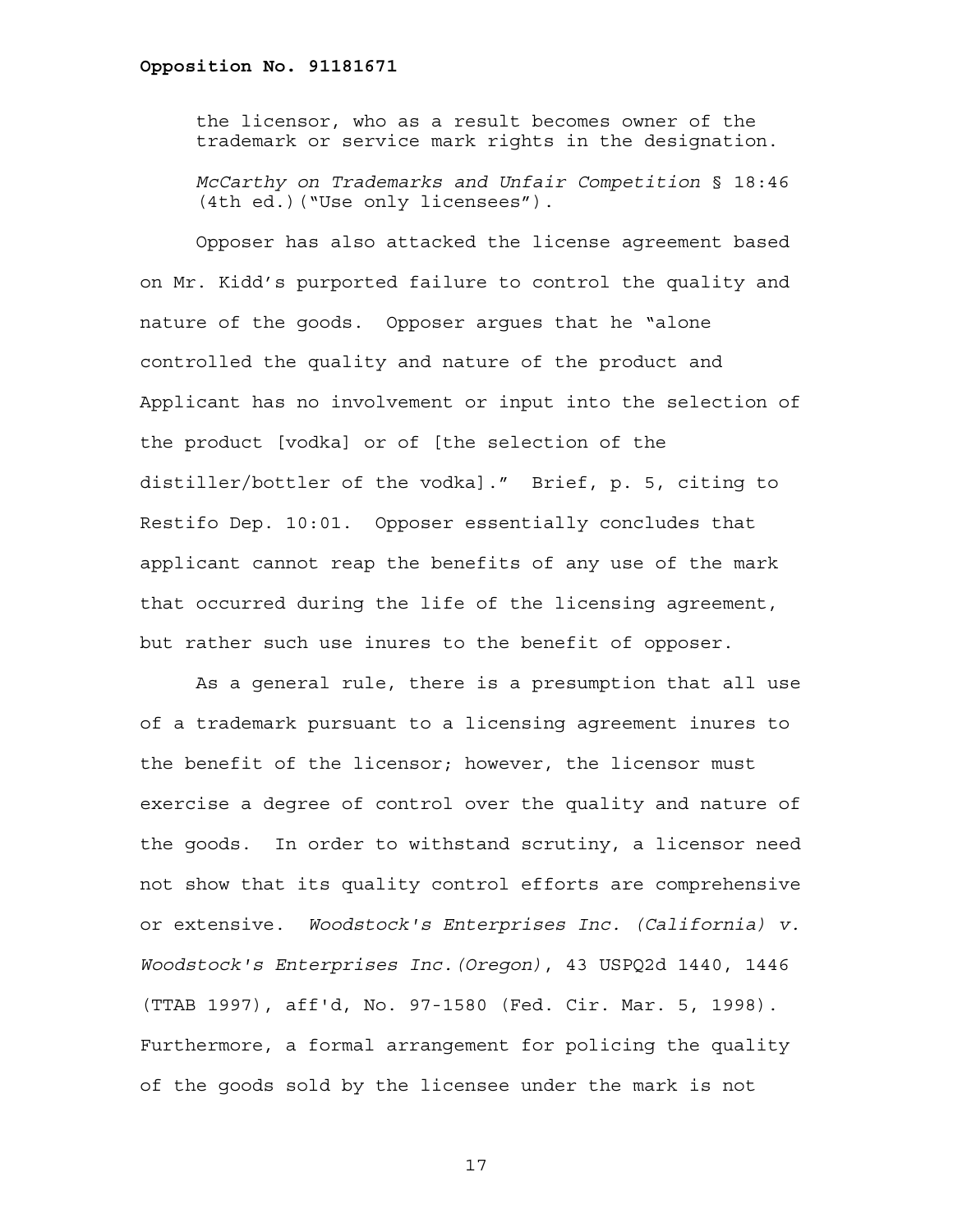the licensor, who as a result becomes owner of the trademark or service mark rights in the designation.

> *McCarthy on Trademarks and Unfair Competition* § 18:46 (4th ed.)("Use only licensees").

Opposer has also attacked the license agreement based on Mr. Kidd's purported failure to control the quality and nature of the goods. Opposer argues that he "alone controlled the quality and nature of the product and Applicant has no involvement or input into the selection of the product [vodka] or of [the selection of the distiller/bottler of the vodka]." Brief, p. 5, citing to Restifo Dep. 10:01. Opposer essentially concludes that applicant cannot reap the benefits of any use of the mark that occurred during the life of the licensing agreement, but rather such use inures to the benefit of opposer.

As a general rule, there is a presumption that all use of a trademark pursuant to a licensing agreement inures to the benefit of the licensor; however, the licensor must exercise a degree of control over the quality and nature of the goods. In order to withstand scrutiny, a licensor need not show that its quality control efforts are comprehensive or extensive. *Woodstock's Enterprises Inc. (California) v. Woodstock's Enterprises Inc.(Oregon)*, 43 USPQ2d 1440, 1446 (TTAB 1997), aff'd, No. 97-1580 (Fed. Cir. Mar. 5, 1998). Furthermore, a formal arrangement for policing the quality of the goods sold by the licensee under the mark is not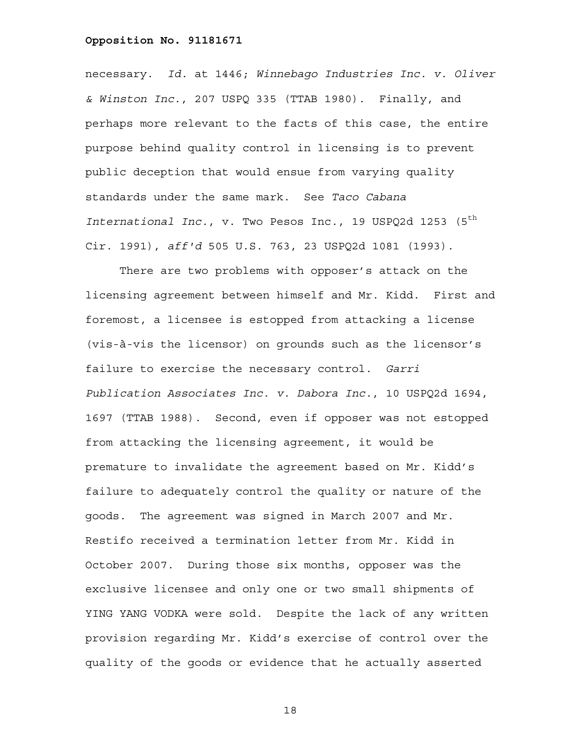necessary. *Id.* at 1446; *Winnebago Industries Inc. v. Oliver & Winston Inc.*, 207 USPQ 335 (TTAB 1980). Finally, and perhaps more relevant to the facts of this case, the entire purpose behind quality control in licensing is to prevent public deception that would ensue from varying quality standards under the same mark. See *Taco Cabana International Inc.*, v. Two Pesos Inc., 19 USPQ2d 1253 (5th Cir. 1991), *aff'd* 505 U.S. 763, 23 USPQ2d 1081 (1993).

There are two problems with opposer's attack on the licensing agreement between himself and Mr. Kidd. First and foremost, a licensee is estopped from attacking a license (vis-à-vis the licensor) on grounds such as the licensor's failure to exercise the necessary control. *Garri Publication Associates Inc. v. Dabora Inc.*, 10 USPQ2d 1694, 1697 (TTAB 1988). Second, even if opposer was not estopped from attacking the licensing agreement, it would be premature to invalidate the agreement based on Mr. Kidd's failure to adequately control the quality or nature of the goods. The agreement was signed in March 2007 and Mr. Restifo received a termination letter from Mr. Kidd in October 2007. During those six months, opposer was the exclusive licensee and only one or two small shipments of YING YANG VODKA were sold. Despite the lack of any written provision regarding Mr. Kidd's exercise of control over the quality of the goods or evidence that he actually asserted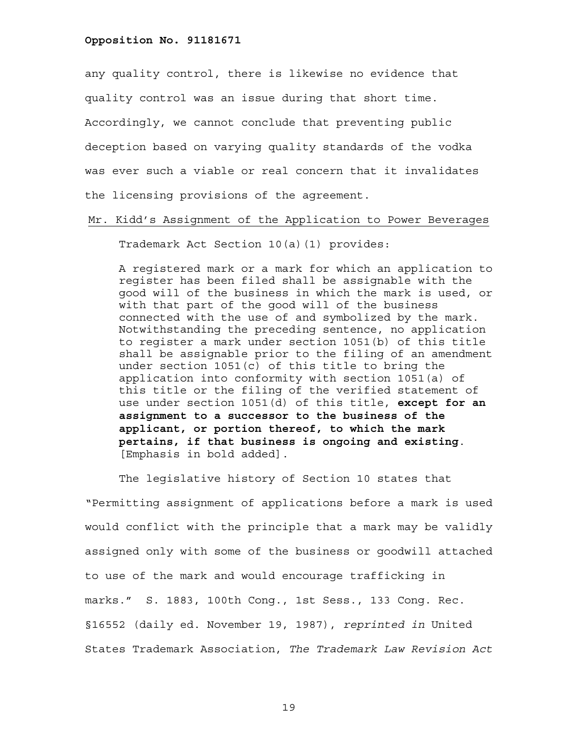any quality control, there is likewise no evidence that quality control was an issue during that short time. Accordingly, we cannot conclude that preventing public deception based on varying quality standards of the vodka was ever such a viable or real concern that it invalidates the licensing provisions of the agreement.

<u>Mr. Kidd's Assignment of the Application to Power Beverages</u>

Trademark Act Section 10(a)(1) provides:

> A registered mark or a mark for which an application to register has been filed shall be assignable with the good will of the business in which the mark is used, or with that part of the good will of the business connected with the use of and symbolized by the mark. Notwithstanding the preceding sentence, no application to register a mark under section 1051(b) of this title shall be assignable prior to the filing of an amendment under section 1051(c) of this title to bring the application into conformity with section 1051(a) of this title or the filing of the verified statement of use under section 1051(d) of this title, **except for an assignment to a successor to the business of the applicant, or portion thereof, to which the mark pertains, if that business is ongoing and existing**. [Emphasis in bold added].

The legislative history of Section 10 states that "Permitting assignment of applications before a mark is used would conflict with the principle that a mark may be validly assigned only with some of the business or goodwill attached to use of the mark and would encourage trafficking in marks." S. 1883, 100th Cong., 1st Sess., 133 Cong. Rec. §16552 (daily ed. November 19, 1987), *reprinted in* United States Trademark Association, *The Trademark Law Revision Act*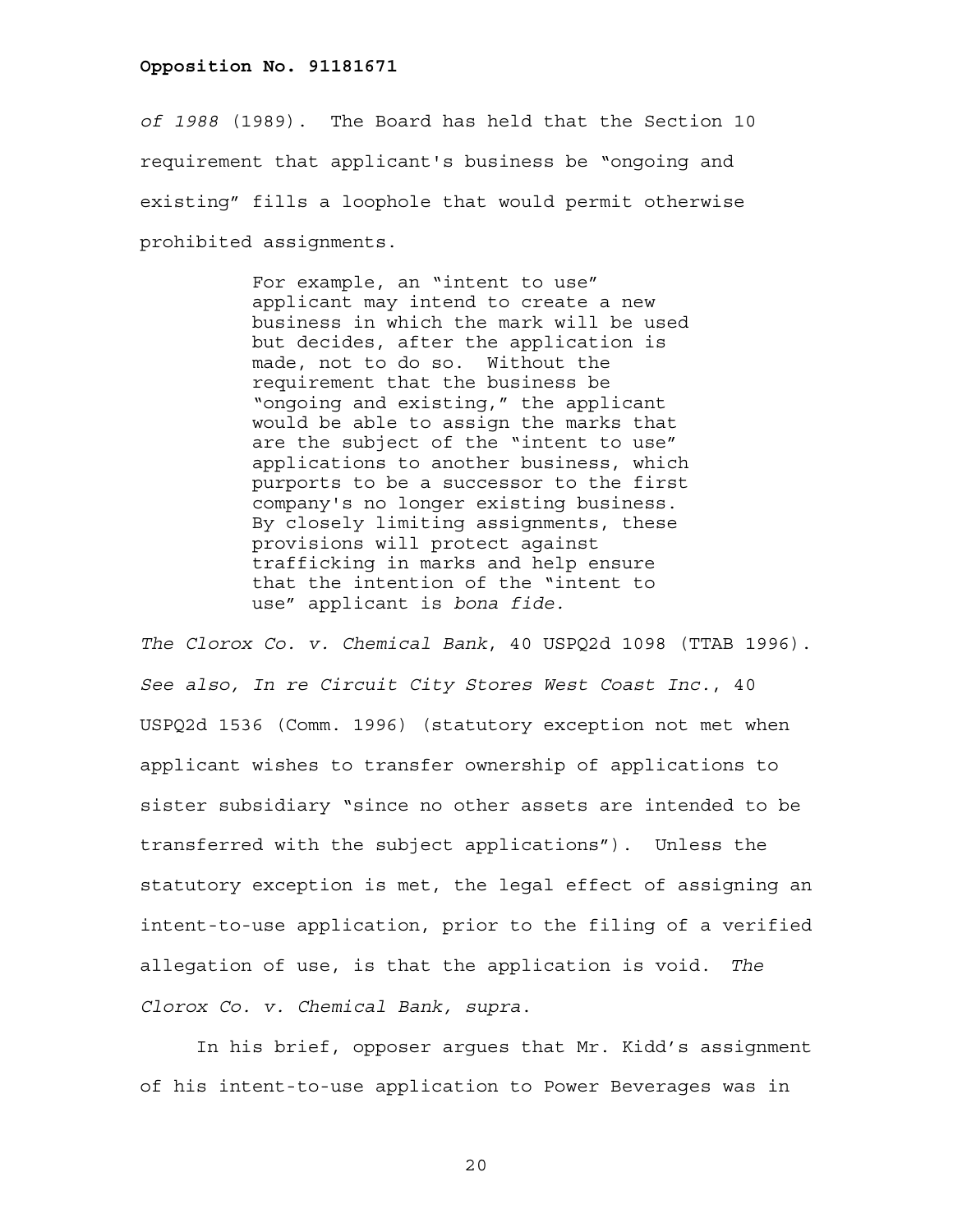*of 1988* (1989). The Board has held that the Section 10 requirement that applicant's business be "ongoing and existing" fills a loophole that would permit otherwise prohibited assignments.

> For example, an "intent to use" applicant may intend to create a new business in which the mark will be used but decides, after the application is made, not to do so. Without the requirement that the business be "ongoing and existing," the applicant would be able to assign the marks that are the subject of the "intent to use" applications to another business, which purports to be a successor to the first company's no longer existing business. By closely limiting assignments, these provisions will protect against trafficking in marks and help ensure that the intention of the "intent to use" applicant is *bona fide*.

*The Clorox Co. v. Chemical Bank*, 40 USPQ2d 1098 (TTAB 1996). *See also, In re Circuit City Stores West Coast Inc.*, 40 USPQ2d 1536 (Comm. 1996) (statutory exception not met when applicant wishes to transfer ownership of applications to sister subsidiary "since no other assets are intended to be transferred with the subject applications"). Unless the statutory exception is met, the legal effect of assigning an intent-to-use application, prior to the filing of a verified allegation of use, is that the application is void. *The Clorox Co. v. Chemical Bank, supra*.

In his brief, opposer argues that Mr. Kidd's assignment of his intent-to-use application to Power Beverages was in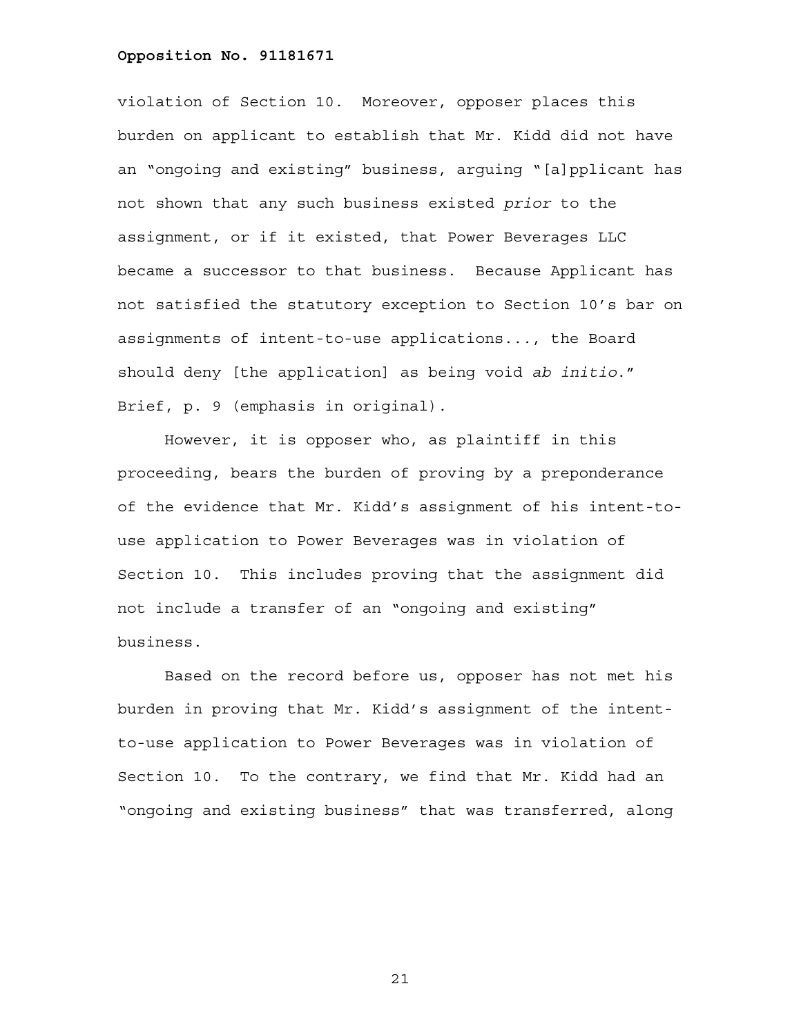violation of Section 10. Moreover, opposer places this burden on applicant to establish that Mr. Kidd did not have an "ongoing and existing" business, arguing "[a]pplicant has not shown that any such business existed *prior* to the assignment, or if it existed, that Power Beverages LLC became a successor to that business. Because Applicant has not satisfied the statutory exception to Section 10's bar on assignments of intent-to-use applications..., the Board should deny [the application] as being void *ab initio*." Brief, p. 9 (emphasis in original).

However, it is opposer who, as plaintiff in this proceeding, bears the burden of proving by a preponderance of the evidence that Mr. Kidd's assignment of his intent-to-use application to Power Beverages was in violation of Section 10. This includes proving that the assignment did not include a transfer of an "ongoing and existing" business.

Based on the record before us, opposer has not met his burden in proving that Mr. Kidd's assignment of the intent-to-use application to Power Beverages was in violation of Section 10. To the contrary, we find that Mr. Kidd had an "ongoing and existing business" that was transferred, along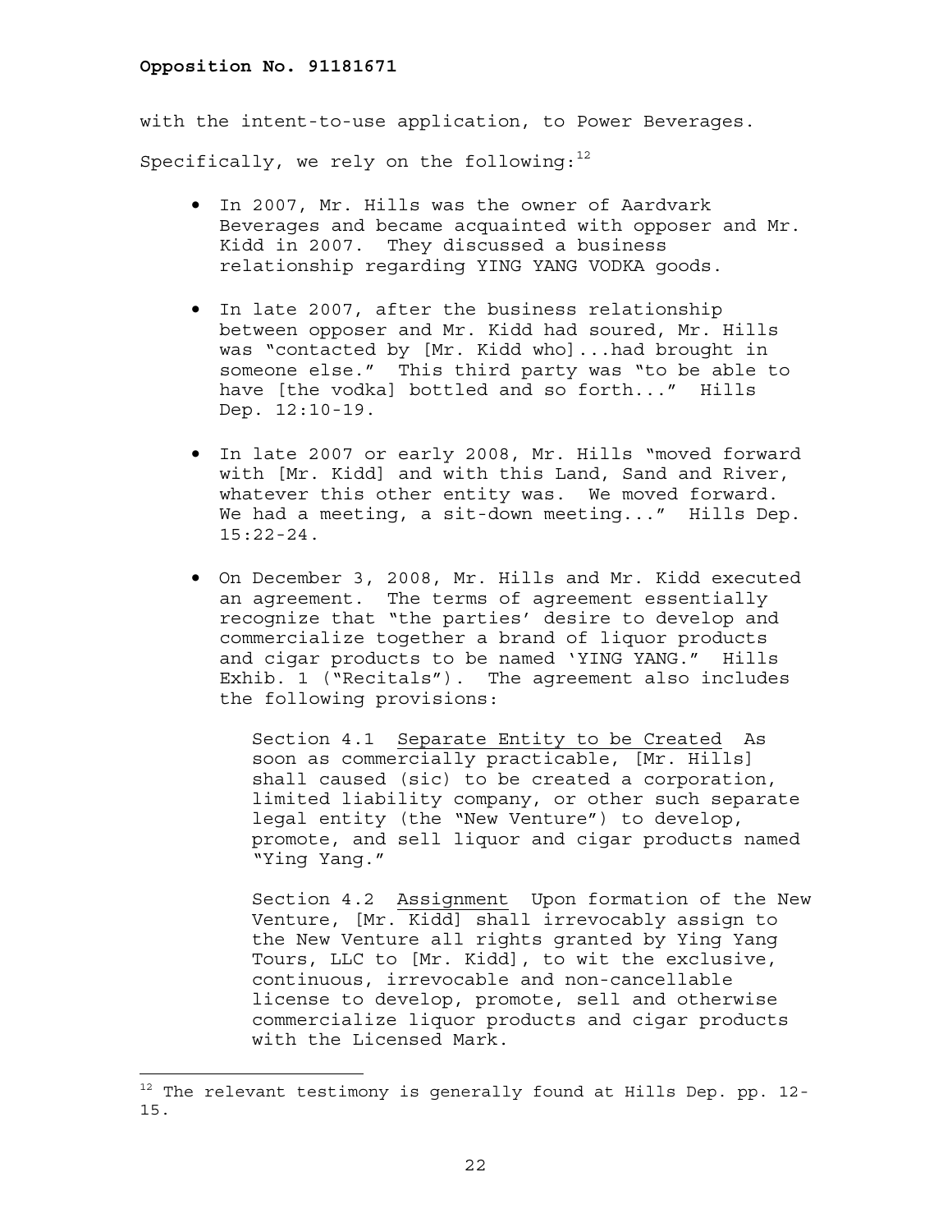with the intent-to-use application, to Power Beverages. Specifically, we rely on the following:[12]

- In 2007, Mr. Hills was the owner of Aardvark Beverages and became acquainted with opposer and Mr. Kidd in 2007. They discussed a business relationship regarding YING YANG VODKA goods.

- In late 2007, after the business relationship between opposer and Mr. Kidd had soured, Mr. Hills was "contacted by [Mr. Kidd who]...had brought in someone else." This third party was "to be able to have [the vodka] bottled and so forth..." Hills Dep. 12:10-19.

- In late 2007 or early 2008, Mr. Hills "moved forward with [Mr. Kidd] and with this Land, Sand and River, whatever this other entity was. We moved forward. We had a meeting, a sit-down meeting..." Hills Dep. 15:22-24.

- On December 3, 2008, Mr. Hills and Mr. Kidd executed an agreement. The terms of agreement essentially recognize that "the parties' desire to develop and commercialize together a brand of liquor products and cigar products to be named 'YING YANG." Hills Exhib. 1 ("Recitals"). The agreement also includes the following provisions:

  > Section 4.1 Separate Entity to be Created As soon as commercially practicable, [Mr. Hills] shall caused (sic) to be created a corporation, limited liability company, or other such separate legal entity (the "New Venture") to develop, promote, and sell liquor and cigar products named "Ying Yang."
  >
  > Section 4.2 Assignment Upon formation of the New Venture, [Mr. Kidd] shall irrevocably assign to the New Venture all rights granted by Ying Yang Tours, LLC to [Mr. Kidd], to wit the exclusive, continuous, irrevocable and non-cancellable license to develop, promote, sell and otherwise commercialize liquor products and cigar products with the Licensed Mark.

---

[12] The relevant testimony is generally found at Hills Dep. pp. 12-15.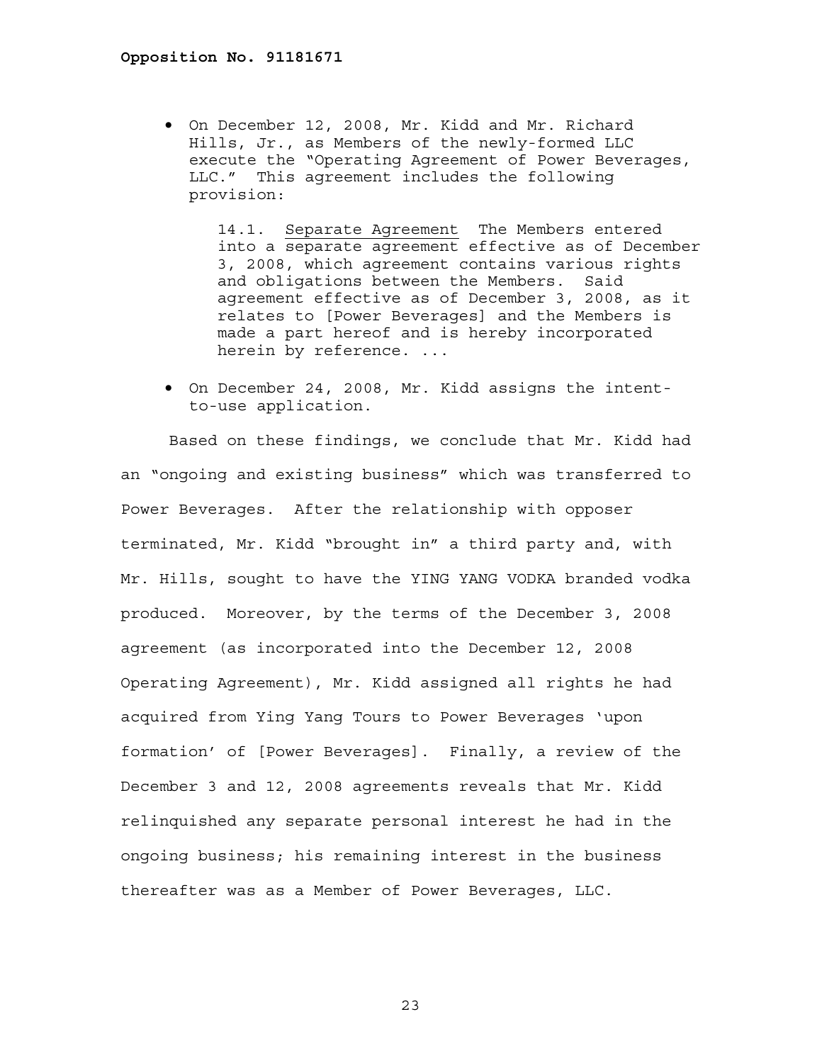- On December 12, 2008, Mr. Kidd and Mr. Richard Hills, Jr., as Members of the newly-formed LLC execute the "Operating Agreement of Power Beverages, LLC." This agreement includes the following provision:

  > 14.1. Separate Agreement The Members entered into a separate agreement effective as of December 3, 2008, which agreement contains various rights and obligations between the Members. Said agreement effective as of December 3, 2008, as it relates to [Power Beverages] and the Members is made a part hereof and is hereby incorporated herein by reference. ...

- On December 24, 2008, Mr. Kidd assigns the intent-to-use application.

Based on these findings, we conclude that Mr. Kidd had an "ongoing and existing business" which was transferred to Power Beverages. After the relationship with opposer terminated, Mr. Kidd "brought in" a third party and, with Mr. Hills, sought to have the YING YANG VODKA branded vodka produced. Moreover, by the terms of the December 3, 2008 agreement (as incorporated into the December 12, 2008 Operating Agreement), Mr. Kidd assigned all rights he had acquired from Ying Yang Tours to Power Beverages 'upon formation' of [Power Beverages]. Finally, a review of the December 3 and 12, 2008 agreements reveals that Mr. Kidd relinquished any separate personal interest he had in the ongoing business; his remaining interest in the business thereafter was as a Member of Power Beverages, LLC.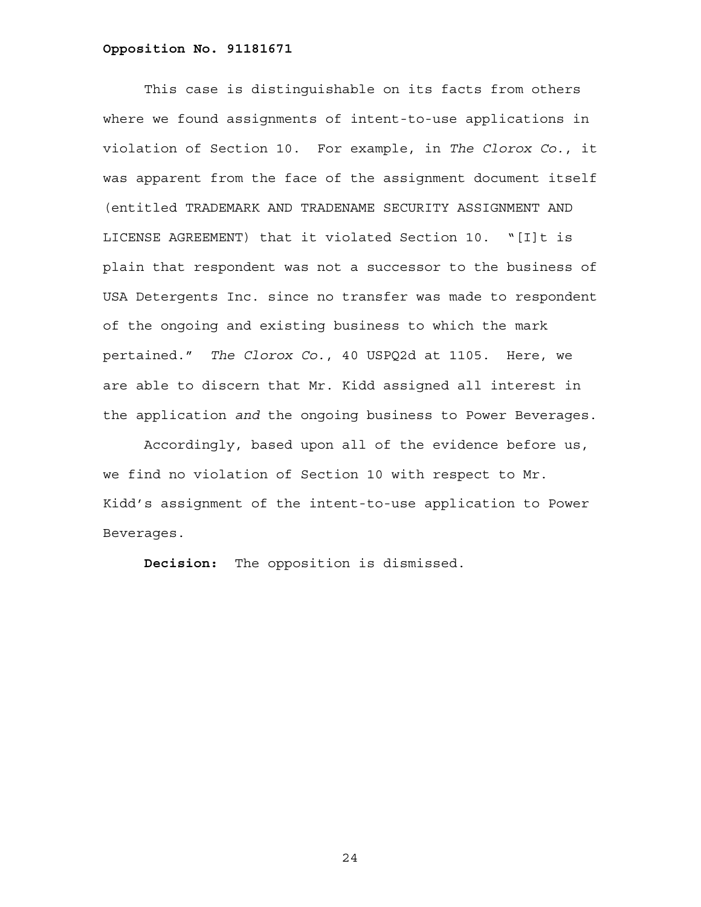This case is distinguishable on its facts from others where we found assignments of intent-to-use applications in violation of Section 10. For example, in *The Clorox Co.*, it was apparent from the face of the assignment document itself (entitled TRADEMARK AND TRADENAME SECURITY ASSIGNMENT AND LICENSE AGREEMENT) that it violated Section 10. "[I]t is plain that respondent was not a successor to the business of USA Detergents Inc. since no transfer was made to respondent of the ongoing and existing business to which the mark pertained." *The Clorox Co.*, 40 USPQ2d at 1105. Here, we are able to discern that Mr. Kidd assigned all interest in the application *and* the ongoing business to Power Beverages.

Accordingly, based upon all of the evidence before us, we find no violation of Section 10 with respect to Mr. Kidd's assignment of the intent-to-use application to Power Beverages.

**Decision:** The opposition is dismissed.